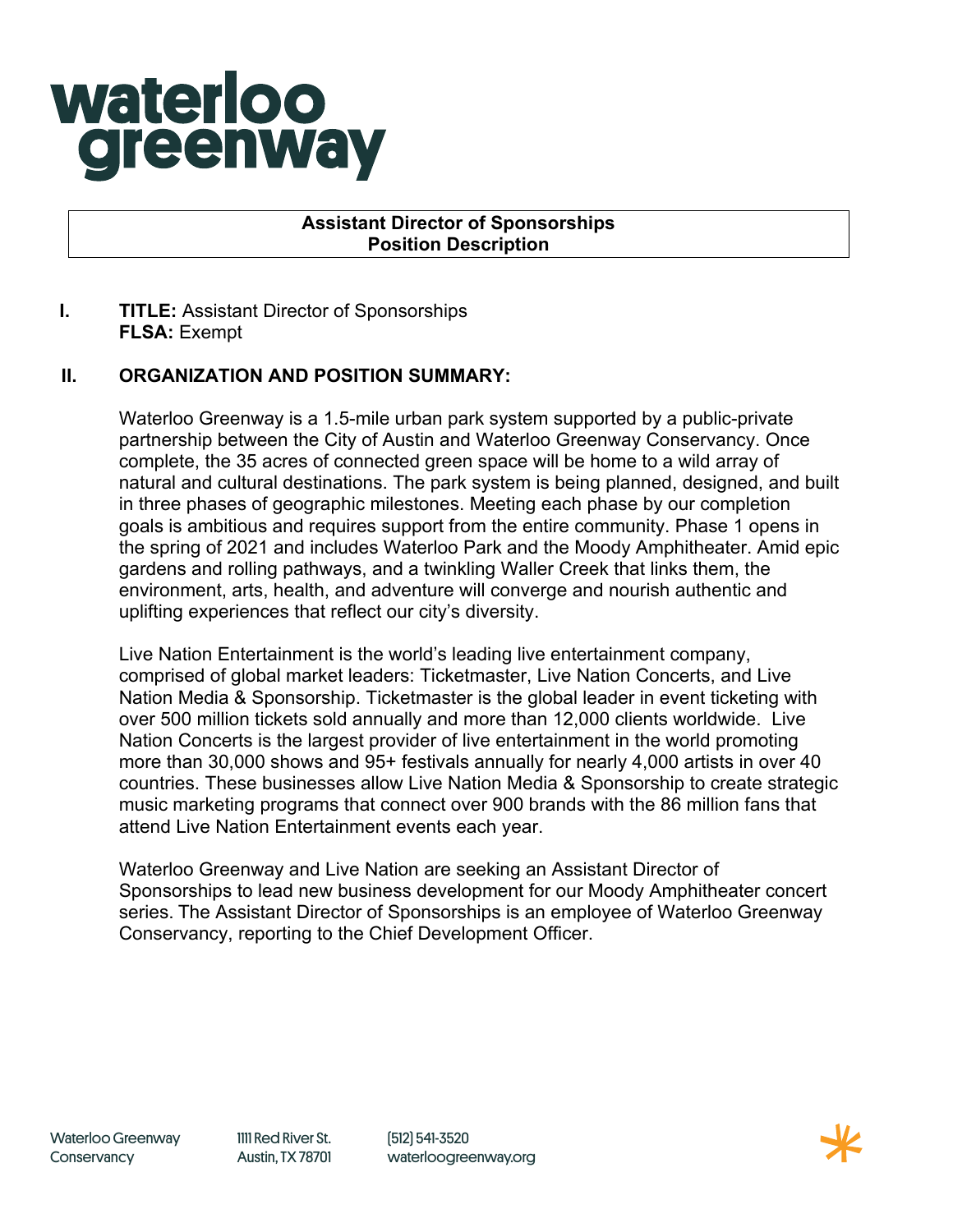# waterloo greenway

**Assistant Director of Sponsorships**
**Position Description**

**I. TITLE:** Assistant Director of Sponsorships
**FLSA:** Exempt

## II. ORGANIZATION AND POSITION SUMMARY:

Waterloo Greenway is a 1.5-mile urban park system supported by a public-private partnership between the City of Austin and Waterloo Greenway Conservancy. Once complete, the 35 acres of connected green space will be home to a wild array of natural and cultural destinations. The park system is being planned, designed, and built in three phases of geographic milestones. Meeting each phase by our completion goals is ambitious and requires support from the entire community. Phase 1 opens in the spring of 2021 and includes Waterloo Park and the Moody Amphitheater. Amid epic gardens and rolling pathways, and a twinkling Waller Creek that links them, the environment, arts, health, and adventure will converge and nourish authentic and uplifting experiences that reflect our city's diversity.

Live Nation Entertainment is the world's leading live entertainment company, comprised of global market leaders: Ticketmaster, Live Nation Concerts, and Live Nation Media & Sponsorship. Ticketmaster is the global leader in event ticketing with over 500 million tickets sold annually and more than 12,000 clients worldwide. Live Nation Concerts is the largest provider of live entertainment in the world promoting more than 30,000 shows and 95+ festivals annually for nearly 4,000 artists in over 40 countries. These businesses allow Live Nation Media & Sponsorship to create strategic music marketing programs that connect over 900 brands with the 86 million fans that attend Live Nation Entertainment events each year.

Waterloo Greenway and Live Nation are seeking an Assistant Director of Sponsorships to lead new business development for our Moody Amphitheater concert series. The Assistant Director of Sponsorships is an employee of Waterloo Greenway Conservancy, reporting to the Chief Development Officer.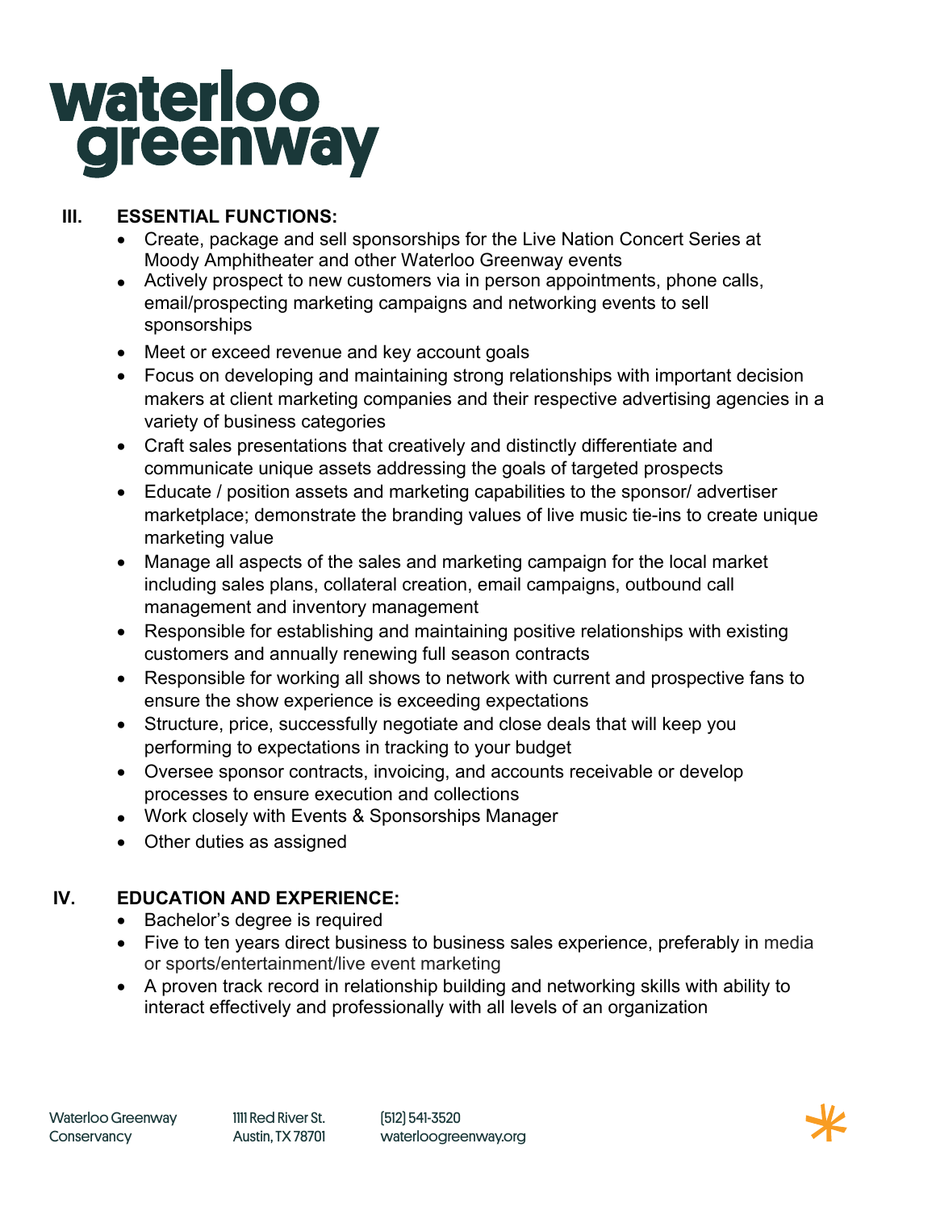## III. ESSENTIAL FUNCTIONS:

- Create, package and sell sponsorships for the Live Nation Concert Series at Moody Amphitheater and other Waterloo Greenway events
- Actively prospect to new customers via in person appointments, phone calls, email/prospecting marketing campaigns and networking events to sell sponsorships
- Meet or exceed revenue and key account goals
- Focus on developing and maintaining strong relationships with important decision makers at client marketing companies and their respective advertising agencies in a variety of business categories
- Craft sales presentations that creatively and distinctly differentiate and communicate unique assets addressing the goals of targeted prospects
- Educate / position assets and marketing capabilities to the sponsor/ advertiser marketplace; demonstrate the branding values of live music tie-ins to create unique marketing value
- Manage all aspects of the sales and marketing campaign for the local market including sales plans, collateral creation, email campaigns, outbound call management and inventory management
- Responsible for establishing and maintaining positive relationships with existing customers and annually renewing full season contracts
- Responsible for working all shows to network with current and prospective fans to ensure the show experience is exceeding expectations
- Structure, price, successfully negotiate and close deals that will keep you performing to expectations in tracking to your budget
- Oversee sponsor contracts, invoicing, and accounts receivable or develop processes to ensure execution and collections
- Work closely with Events & Sponsorships Manager
- Other duties as assigned

## IV. EDUCATION AND EXPERIENCE:

- Bachelor's degree is required
- Five to ten years direct business to business sales experience, preferably in media or sports/entertainment/live event marketing
- A proven track record in relationship building and networking skills with ability to interact effectively and professionally with all levels of an organization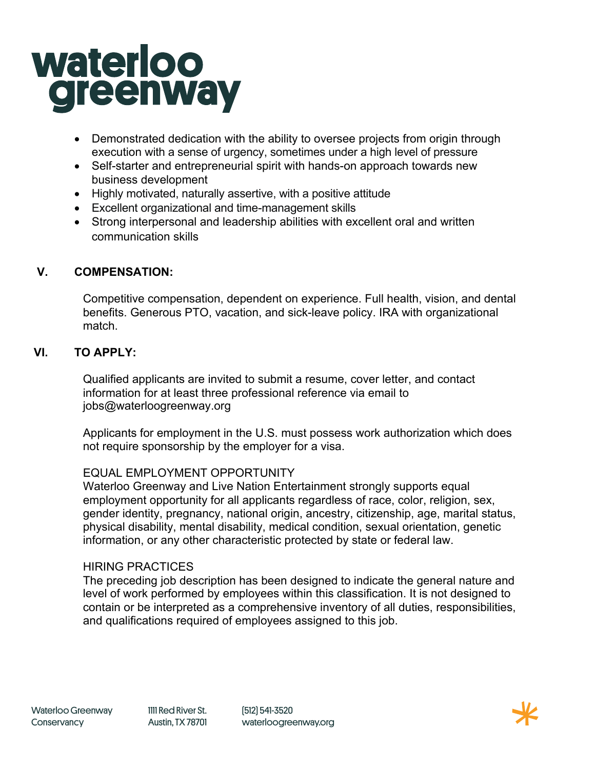- Demonstrated dedication with the ability to oversee projects from origin through execution with a sense of urgency, sometimes under a high level of pressure
- Self-starter and entrepreneurial spirit with hands-on approach towards new business development
- Highly motivated, naturally assertive, with a positive attitude
- Excellent organizational and time-management skills
- Strong interpersonal and leadership abilities with excellent oral and written communication skills

## V. COMPENSATION:

Competitive compensation, dependent on experience. Full health, vision, and dental benefits. Generous PTO, vacation, and sick-leave policy. IRA with organizational match.

## VI. TO APPLY:

Qualified applicants are invited to submit a resume, cover letter, and contact information for at least three professional reference via email to jobs@waterloogreenway.org

Applicants for employment in the U.S. must possess work authorization which does not require sponsorship by the employer for a visa.

EQUAL EMPLOYMENT OPPORTUNITY
Waterloo Greenway and Live Nation Entertainment strongly supports equal employment opportunity for all applicants regardless of race, color, religion, sex, gender identity, pregnancy, national origin, ancestry, citizenship, age, marital status, physical disability, mental disability, medical condition, sexual orientation, genetic information, or any other characteristic protected by state or federal law.

HIRING PRACTICES
The preceding job description has been designed to indicate the general nature and level of work performed by employees within this classification. It is not designed to contain or be interpreted as a comprehensive inventory of all duties, responsibilities, and qualifications required of employees assigned to this job.